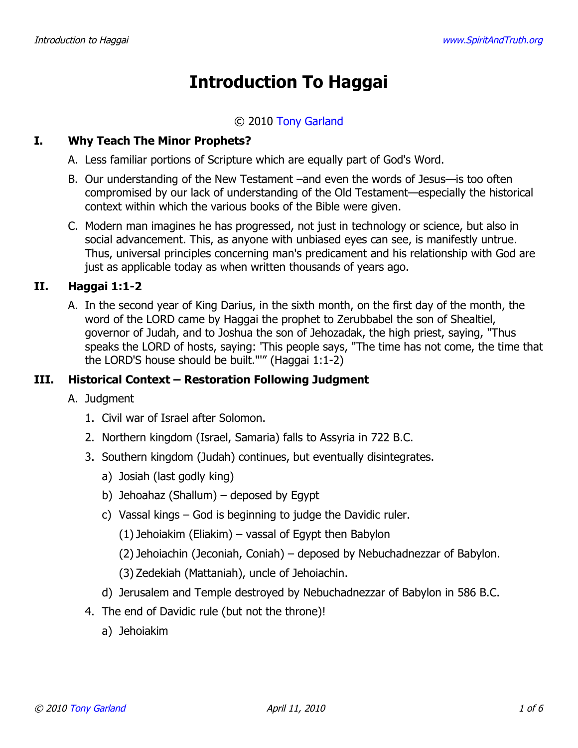# Introduction To Haggai

© 2010 Tony Garland

## I. Why Teach The Minor Prophets?

A. Less familiar portions of Scripture which are equally part of God's Word.

B. Our understanding of the New Testament –and even the words of Jesus—is too often compromised by our lack of understanding of the Old Testament—especially the historical context within which the various books of the Bible were given.

C. Modern man imagines he has progressed, not just in technology or science, but also in social advancement. This, as anyone with unbiased eyes can see, is manifestly untrue. Thus, universal principles concerning man's predicament and his relationship with God are just as applicable today as when written thousands of years ago.

## II. Haggai 1:1-2

A. In the second year of King Darius, in the sixth month, on the first day of the month, the word of the LORD came by Haggai the prophet to Zerubbabel the son of Shealtiel, governor of Judah, and to Joshua the son of Jehozadak, the high priest, saying, "Thus speaks the LORD of hosts, saying: 'This people says, "The time has not come, the time that the LORD'S house should be built."'" (Haggai 1:1-2)

## III. Historical Context – Restoration Following Judgment

A. Judgment

1. Civil war of Israel after Solomon.
2. Northern kingdom (Israel, Samaria) falls to Assyria in 722 B.C.
3. Southern kingdom (Judah) continues, but eventually disintegrates.
   a) Josiah (last godly king)
   b) Jehoahaz (Shallum) – deposed by Egypt
   c) Vassal kings – God is beginning to judge the Davidic ruler.
      (1) Jehoiakim (Eliakim) – vassal of Egypt then Babylon
      (2) Jehoiachin (Jeconiah, Coniah) – deposed by Nebuchadnezzar of Babylon.
      (3) Zedekiah (Mattaniah), uncle of Jehoiachin.
   d) Jerusalem and Temple destroyed by Nebuchadnezzar of Babylon in 586 B.C.
4. The end of Davidic rule (but not the throne)!
   a) Jehoiakim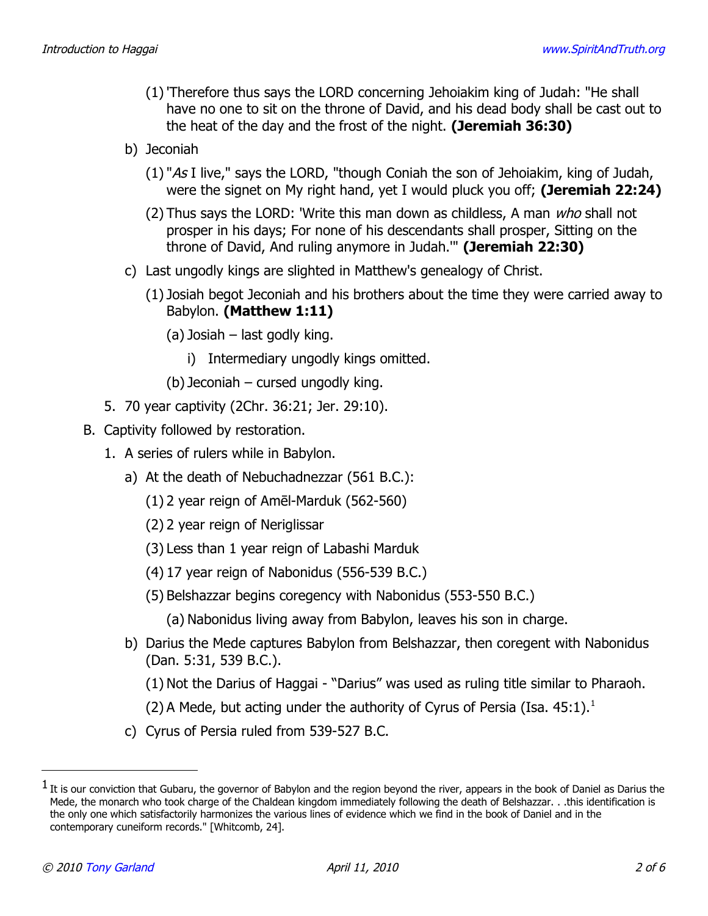(1) 'Therefore thus says the LORD concerning Jehoiakim king of Judah: "He shall have no one to sit on the throne of David, and his dead body shall be cast out to the heat of the day and the frost of the night. **(Jeremiah 36:30)**

b) Jeconiah

(1) "*As* I live," says the LORD, "though Coniah the son of Jehoiakim, king of Judah, were the signet on My right hand, yet I would pluck you off; **(Jeremiah 22:24)**

(2) Thus says the LORD: 'Write this man down as childless, A man *who* shall not prosper in his days; For none of his descendants shall prosper, Sitting on the throne of David, And ruling anymore in Judah.'" **(Jeremiah 22:30)**

c) Last ungodly kings are slighted in Matthew's genealogy of Christ.

(1) Josiah begot Jeconiah and his brothers about the time they were carried away to Babylon. **(Matthew 1:11)**

(a) Josiah – last godly king.

i) Intermediary ungodly kings omitted.

(b) Jeconiah – cursed ungodly king.

5. 70 year captivity (2Chr. 36:21; Jer. 29:10).

B. Captivity followed by restoration.

1. A series of rulers while in Babylon.

a) At the death of Nebuchadnezzar (561 B.C.):

(1) 2 year reign of Amēl-Marduk (562-560)

(2) 2 year reign of Neriglissar

(3) Less than 1 year reign of Labashi Marduk

(4) 17 year reign of Nabonidus (556-539 B.C.)

(5) Belshazzar begins coregency with Nabonidus (553-550 B.C.)

(a) Nabonidus living away from Babylon, leaves his son in charge.

b) Darius the Mede captures Babylon from Belshazzar, then coregent with Nabonidus (Dan. 5:31, 539 B.C.).

(1) Not the Darius of Haggai - "Darius" was used as ruling title similar to Pharaoh.

(2) A Mede, but acting under the authority of Cyrus of Persia (Isa. 45:1).[1]

c) Cyrus of Persia ruled from 539-527 B.C.

---

[1] It is our conviction that Gubaru, the governor of Babylon and the region beyond the river, appears in the book of Daniel as Darius the Mede, the monarch who took charge of the Chaldean kingdom immediately following the death of Belshazzar. . .this identification is the only one which satisfactorily harmonizes the various lines of evidence which we find in the book of Daniel and in the contemporary cuneiform records." [Whitcomb, 24].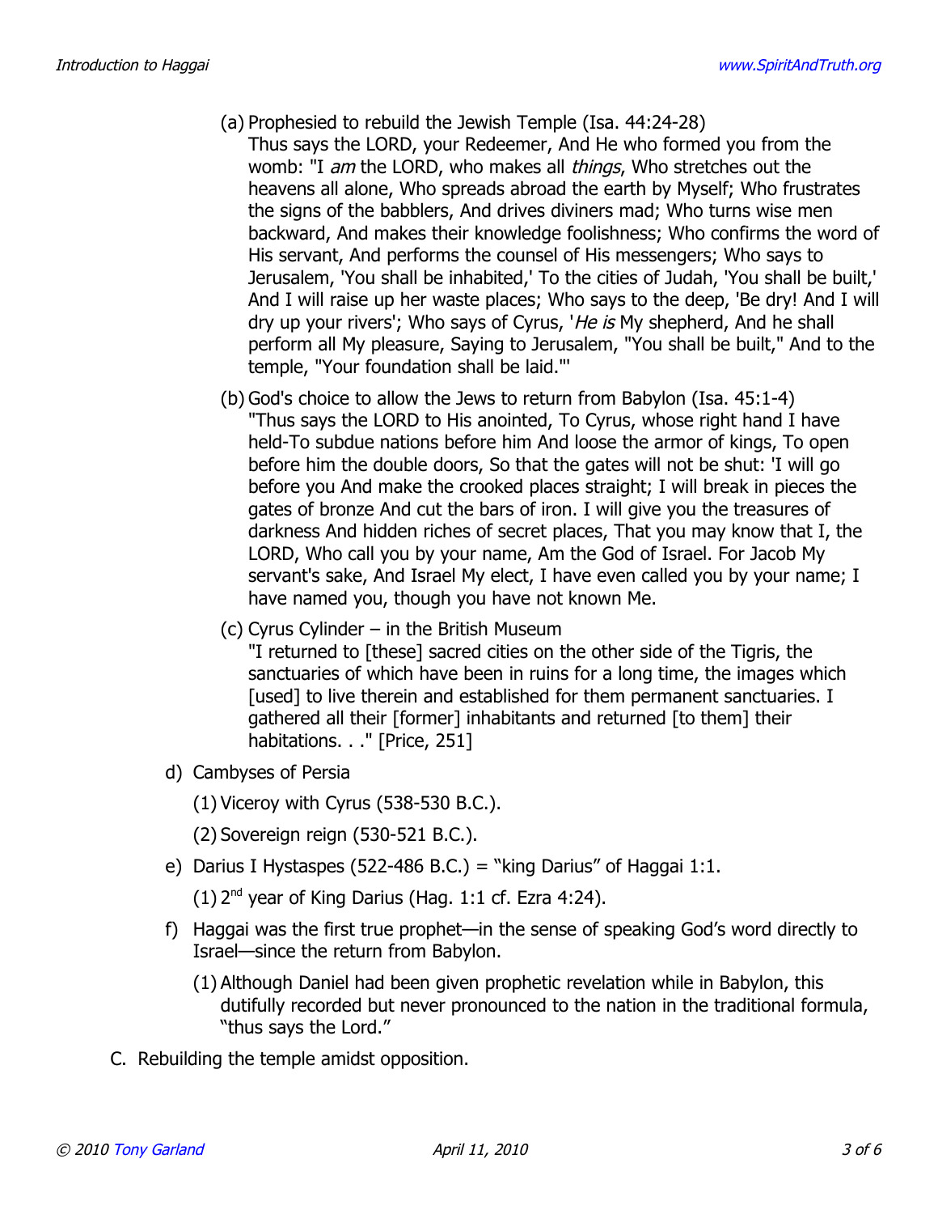(a) Prophesied to rebuild the Jewish Temple (Isa. 44:24-28)
Thus says the LORD, your Redeemer, And He who formed you from the womb: "I *am* the LORD, who makes all *things*, Who stretches out the heavens all alone, Who spreads abroad the earth by Myself; Who frustrates the signs of the babblers, And drives diviners mad; Who turns wise men backward, And makes their knowledge foolishness; Who confirms the word of His servant, And performs the counsel of His messengers; Who says to Jerusalem, 'You shall be inhabited,' To the cities of Judah, 'You shall be built,' And I will raise up her waste places; Who says to the deep, 'Be dry! And I will dry up your rivers'; Who says of Cyrus, '*He is* My shepherd, And he shall perform all My pleasure, Saying to Jerusalem, "You shall be built," And to the temple, "Your foundation shall be laid."'

(b) God's choice to allow the Jews to return from Babylon (Isa. 45:1-4)
"Thus says the LORD to His anointed, To Cyrus, whose right hand I have held-To subdue nations before him And loose the armor of kings, To open before him the double doors, So that the gates will not be shut: 'I will go before you And make the crooked places straight; I will break in pieces the gates of bronze And cut the bars of iron. I will give you the treasures of darkness And hidden riches of secret places, That you may know that I, the LORD, Who call you by your name, Am the God of Israel. For Jacob My servant's sake, And Israel My elect, I have even called you by your name; I have named you, though you have not known Me.

(c) Cyrus Cylinder – in the British Museum
"I returned to [these] sacred cities on the other side of the Tigris, the sanctuaries of which have been in ruins for a long time, the images which [used] to live therein and established for them permanent sanctuaries. I gathered all their [former] inhabitants and returned [to them] their habitations. . ." [Price, 251]

d) Cambyses of Persia

(1) Viceroy with Cyrus (538-530 B.C.).

(2) Sovereign reign (530-521 B.C.).

e) Darius I Hystaspes (522-486 B.C.) = "king Darius" of Haggai 1:1.

(1) 2nd year of King Darius (Hag. 1:1 cf. Ezra 4:24).

f) Haggai was the first true prophet—in the sense of speaking God's word directly to Israel—since the return from Babylon.

(1) Although Daniel had been given prophetic revelation while in Babylon, this dutifully recorded but never pronounced to the nation in the traditional formula, "thus says the Lord."

C. Rebuilding the temple amidst opposition.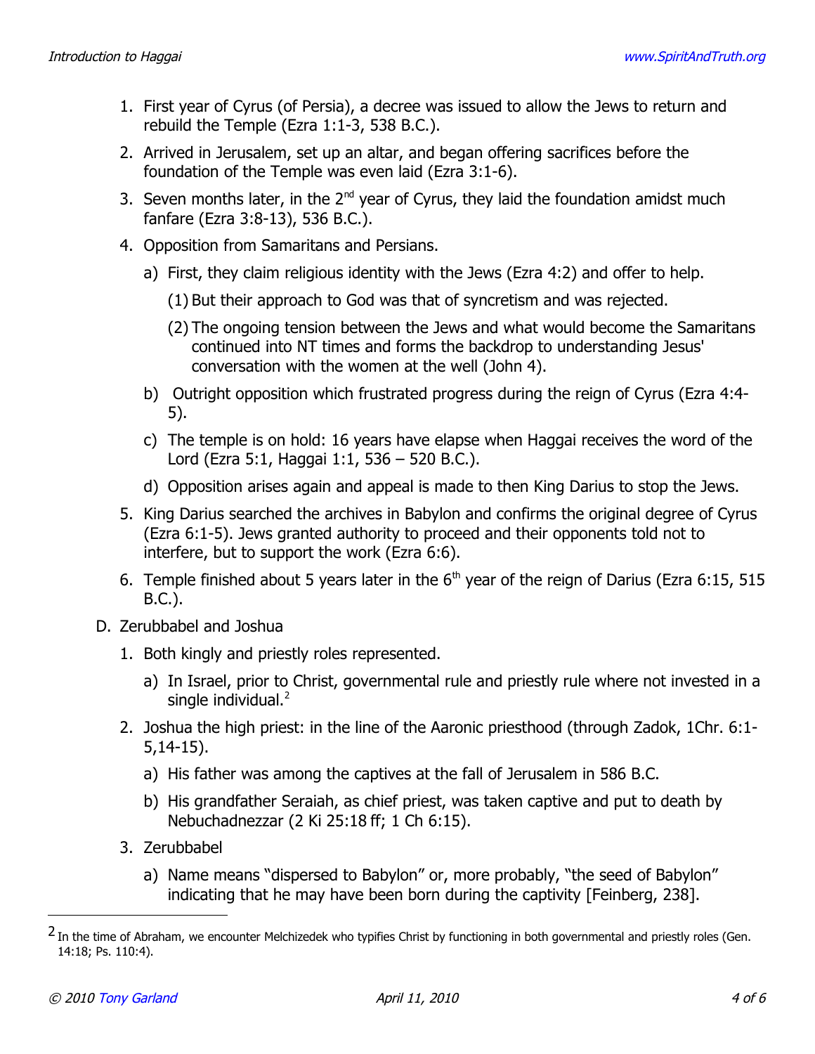1. First year of Cyrus (of Persia), a decree was issued to allow the Jews to return and rebuild the Temple (Ezra 1:1-3, 538 B.C.).
2. Arrived in Jerusalem, set up an altar, and began offering sacrifices before the foundation of the Temple was even laid (Ezra 3:1-6).
3. Seven months later, in the 2nd year of Cyrus, they laid the foundation amidst much fanfare (Ezra 3:8-13), 536 B.C.).
4. Opposition from Samaritans and Persians.
   a) First, they claim religious identity with the Jews (Ezra 4:2) and offer to help.
      (1) But their approach to God was that of syncretism and was rejected.
      (2) The ongoing tension between the Jews and what would become the Samaritans continued into NT times and forms the backdrop to understanding Jesus' conversation with the women at the well (John 4).
   b) Outright opposition which frustrated progress during the reign of Cyrus (Ezra 4:4-5).
   c) The temple is on hold: 16 years have elapse when Haggai receives the word of the Lord (Ezra 5:1, Haggai 1:1, 536 – 520 B.C.).
   d) Opposition arises again and appeal is made to then King Darius to stop the Jews.
5. King Darius searched the archives in Babylon and confirms the original degree of Cyrus (Ezra 6:1-5). Jews granted authority to proceed and their opponents told not to interfere, but to support the work (Ezra 6:6).
6. Temple finished about 5 years later in the 6th year of the reign of Darius (Ezra 6:15, 515 B.C.).

D. Zerubbabel and Joshua

1. Both kingly and priestly roles represented.
   a) In Israel, prior to Christ, governmental rule and priestly rule where not invested in a single individual.[2]
2. Joshua the high priest: in the line of the Aaronic priesthood (through Zadok, 1Chr. 6:1-5,14-15).
   a) His father was among the captives at the fall of Jerusalem in 586 B.C.
   b) His grandfather Seraiah, as chief priest, was taken captive and put to death by Nebuchadnezzar (2 Ki 25:18 ff; 1 Ch 6:15).
3. Zerubbabel
   a) Name means "dispersed to Babylon" or, more probably, "the seed of Babylon" indicating that he may have been born during the captivity [Feinberg, 238].

---

[2] In the time of Abraham, we encounter Melchizedek who typifies Christ by functioning in both governmental and priestly roles (Gen. 14:18; Ps. 110:4).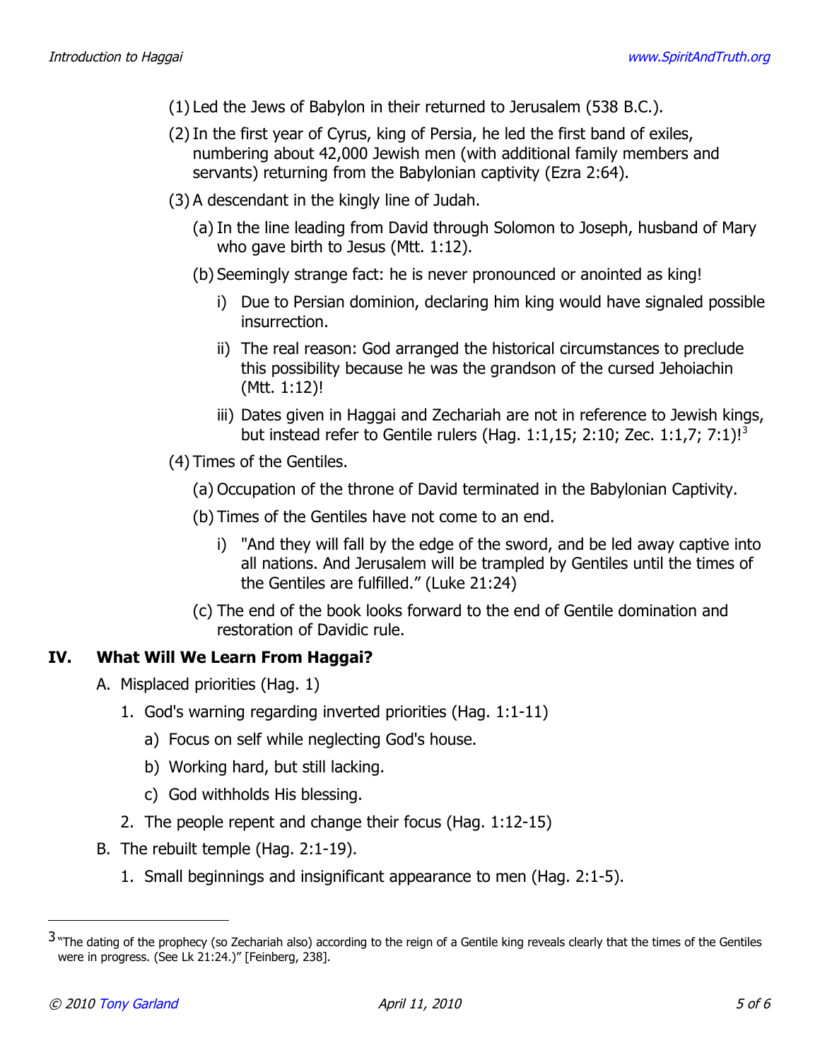(1) Led the Jews of Babylon in their returned to Jerusalem (538 B.C.).

(2) In the first year of Cyrus, king of Persia, he led the first band of exiles, numbering about 42,000 Jewish men (with additional family members and servants) returning from the Babylonian captivity (Ezra 2:64).

(3) A descendant in the kingly line of Judah.

- (a) In the line leading from David through Solomon to Joseph, husband of Mary who gave birth to Jesus (Mtt. 1:12).
- (b) Seemingly strange fact: he is never pronounced or anointed as king!
  - i) Due to Persian dominion, declaring him king would have signaled possible insurrection.
  - ii) The real reason: God arranged the historical circumstances to preclude this possibility because he was the grandson of the cursed Jehoiachin (Mtt. 1:12)!
  - iii) Dates given in Haggai and Zechariah are not in reference to Jewish kings, but instead refer to Gentile rulers (Hag. 1:1,15; 2:10; Zec. 1:1,7; 7:1)![3]

(4) Times of the Gentiles.

- (a) Occupation of the throne of David terminated in the Babylonian Captivity.
- (b) Times of the Gentiles have not come to an end.
  - i) "And they will fall by the edge of the sword, and be led away captive into all nations. And Jerusalem will be trampled by Gentiles until the times of the Gentiles are fulfilled." (Luke 21:24)
- (c) The end of the book looks forward to the end of Gentile domination and restoration of Davidic rule.

## IV. What Will We Learn From Haggai?

A. Misplaced priorities (Hag. 1)

1. God's warning regarding inverted priorities (Hag. 1:1-11)
   - a) Focus on self while neglecting God's house.
   - b) Working hard, but still lacking.
   - c) God withholds His blessing.
2. The people repent and change their focus (Hag. 1:12-15)

B. The rebuilt temple (Hag. 2:1-19).

1. Small beginnings and insignificant appearance to men (Hag. 2:1-5).

---

[3] "The dating of the prophecy (so Zechariah also) according to the reign of a Gentile king reveals clearly that the times of the Gentiles were in progress. (See Lk 21:24.)" [Feinberg, 238].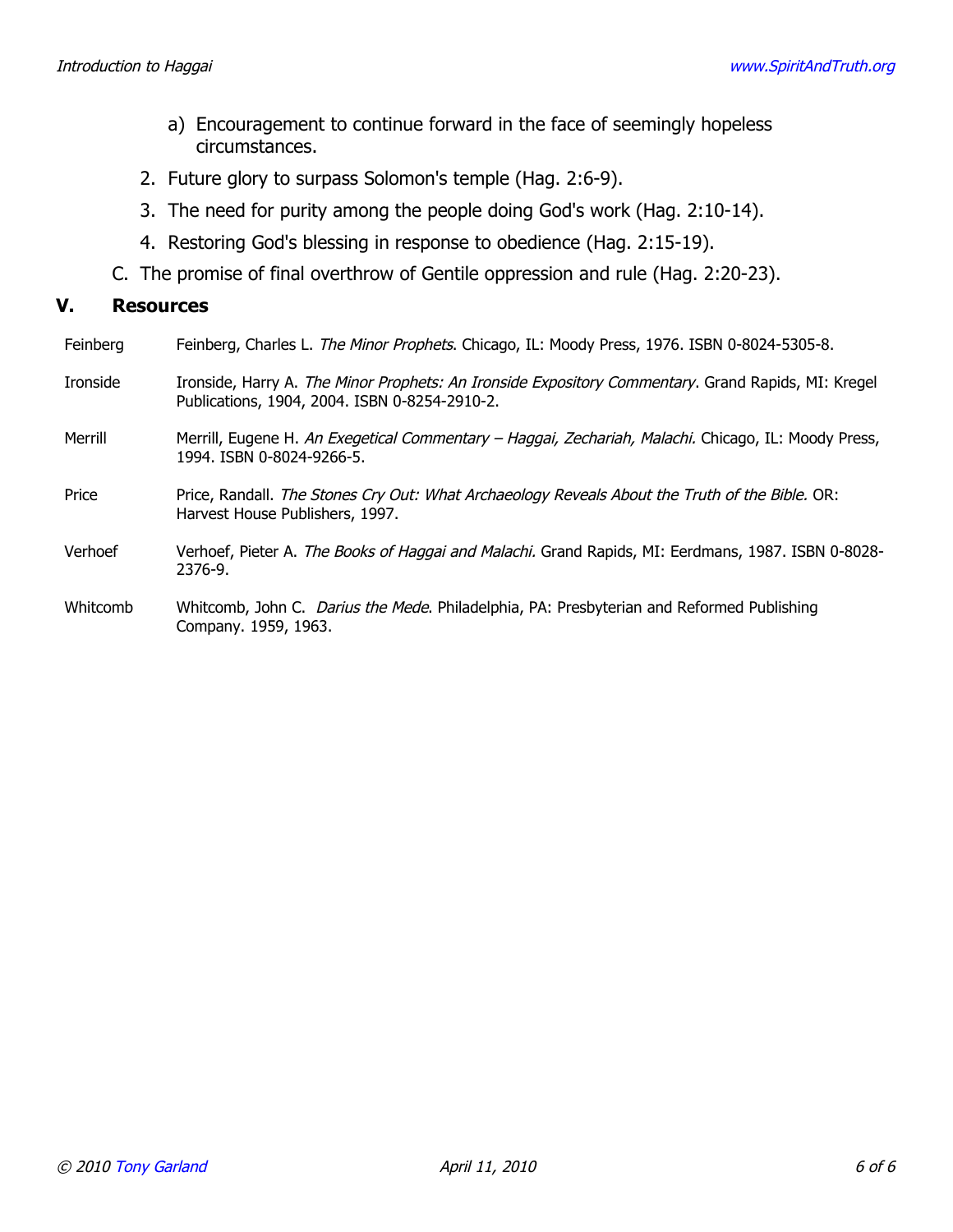a) Encouragement to continue forward in the face of seemingly hopeless circumstances.

2. Future glory to surpass Solomon's temple (Hag. 2:6-9).
3. The need for purity among the people doing God's work (Hag. 2:10-14).
4. Restoring God's blessing in response to obedience (Hag. 2:15-19).

C. The promise of final overthrow of Gentile oppression and rule (Hag. 2:20-23).

## V. Resources

| | |
|---|---|
| Feinberg | Feinberg, Charles L. *The Minor Prophets*. Chicago, IL: Moody Press, 1976. ISBN 0-8024-5305-8. |
| Ironside | Ironside, Harry A. *The Minor Prophets: An Ironside Expository Commentary*. Grand Rapids, MI: Kregel Publications, 1904, 2004. ISBN 0-8254-2910-2. |
| Merrill | Merrill, Eugene H. *An Exegetical Commentary – Haggai, Zechariah, Malachi.* Chicago, IL: Moody Press, 1994. ISBN 0-8024-9266-5. |
| Price | Price, Randall. *The Stones Cry Out: What Archaeology Reveals About the Truth of the Bible.* OR: Harvest House Publishers, 1997. |
| Verhoef | Verhoef, Pieter A. *The Books of Haggai and Malachi.* Grand Rapids, MI: Eerdmans, 1987. ISBN 0-8028-2376-9. |
| Whitcomb | Whitcomb, John C. *Darius the Mede*. Philadelphia, PA: Presbyterian and Reformed Publishing Company. 1959, 1963. |